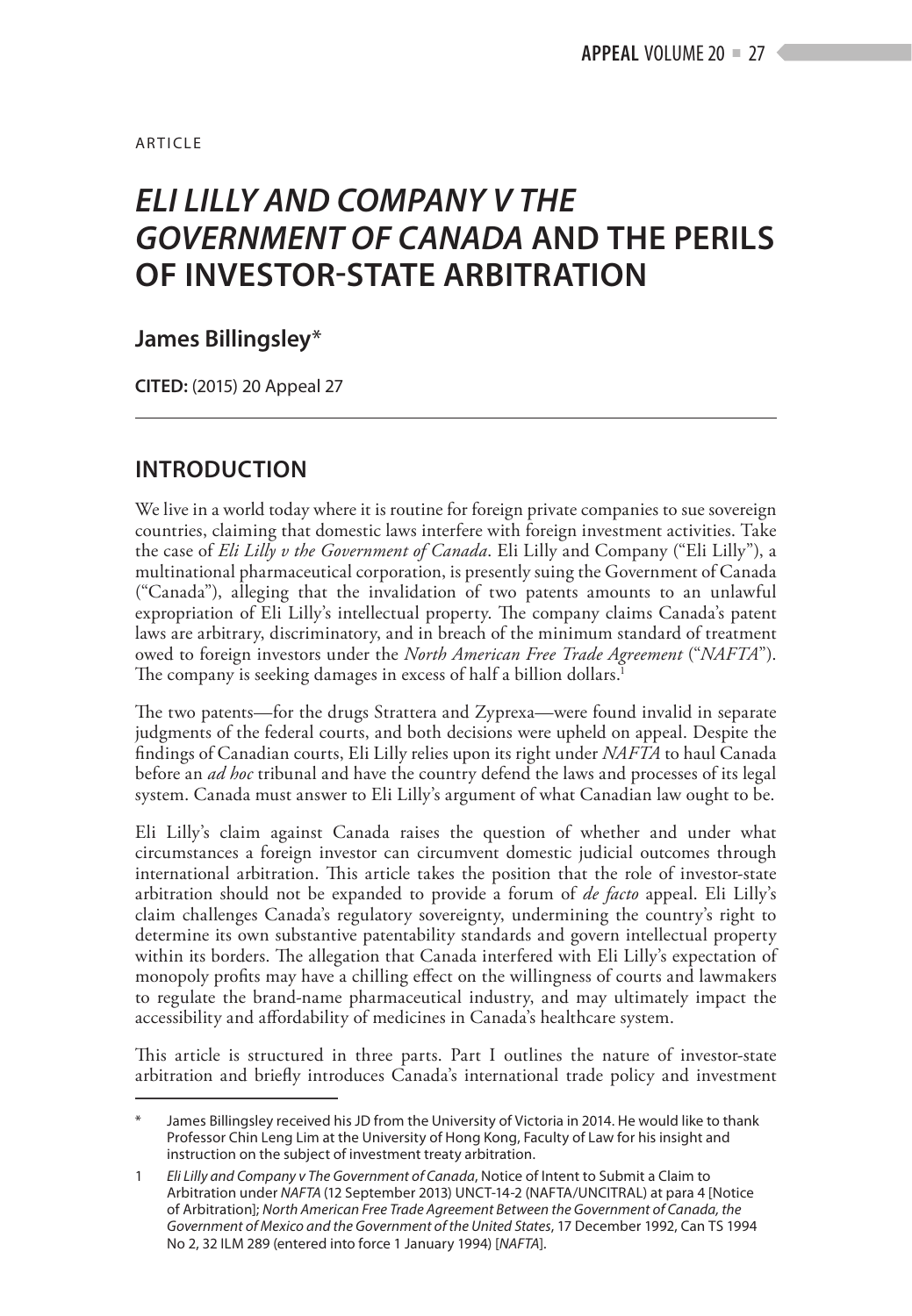ARTICLE

# *ELI LILLY AND COMPANY V THE GOVERNMENT OF CANADA* AND THE PERILS OF INVESTOR-STATE ARBITRATION

**James Billingsley***

**CITED:** (2015) 20 Appeal 27

## INTRODUCTION

We live in a world today where it is routine for foreign private companies to sue sovereign countries, claiming that domestic laws interfere with foreign investment activities. Take the case of *Eli Lilly v the Government of Canada*. Eli Lilly and Company ("Eli Lilly"), a multinational pharmaceutical corporation, is presently suing the Government of Canada ("Canada"), alleging that the invalidation of two patents amounts to an unlawful expropriation of Eli Lilly's intellectual property. The company claims Canada's patent laws are arbitrary, discriminatory, and in breach of the minimum standard of treatment owed to foreign investors under the *North American Free Trade Agreement* ("*NAFTA*"). The company is seeking damages in excess of half a billion dollars.[1]

The two patents—for the drugs Strattera and Zyprexa—were found invalid in separate judgments of the federal courts, and both decisions were upheld on appeal. Despite the findings of Canadian courts, Eli Lilly relies upon its right under *NAFTA* to haul Canada before an *ad hoc* tribunal and have the country defend the laws and processes of its legal system. Canada must answer to Eli Lilly's argument of what Canadian law ought to be.

Eli Lilly's claim against Canada raises the question of whether and under what circumstances a foreign investor can circumvent domestic judicial outcomes through international arbitration. This article takes the position that the role of investor-state arbitration should not be expanded to provide a forum of *de facto* appeal. Eli Lilly's claim challenges Canada's regulatory sovereignty, undermining the country's right to determine its own substantive patentability standards and govern intellectual property within its borders. The allegation that Canada interfered with Eli Lilly's expectation of monopoly profits may have a chilling effect on the willingness of courts and lawmakers to regulate the brand-name pharmaceutical industry, and may ultimately impact the accessibility and affordability of medicines in Canada's healthcare system.

This article is structured in three parts. Part I outlines the nature of investor-state arbitration and briefly introduces Canada's international trade policy and investment

---

\* James Billingsley received his JD from the University of Victoria in 2014. He would like to thank Professor Chin Leng Lim at the University of Hong Kong, Faculty of Law for his insight and instruction on the subject of investment treaty arbitration.

1 *Eli Lilly and Company v The Government of Canada*, Notice of Intent to Submit a Claim to Arbitration under *NAFTA* (12 September 2013) UNCT-14-2 (NAFTA/UNCITRAL) at para 4 [Notice of Arbitration]; *North American Free Trade Agreement Between the Government of Canada, the Government of Mexico and the Government of the United States*, 17 December 1992, Can TS 1994 No 2, 32 ILM 289 (entered into force 1 January 1994) [*NAFTA*].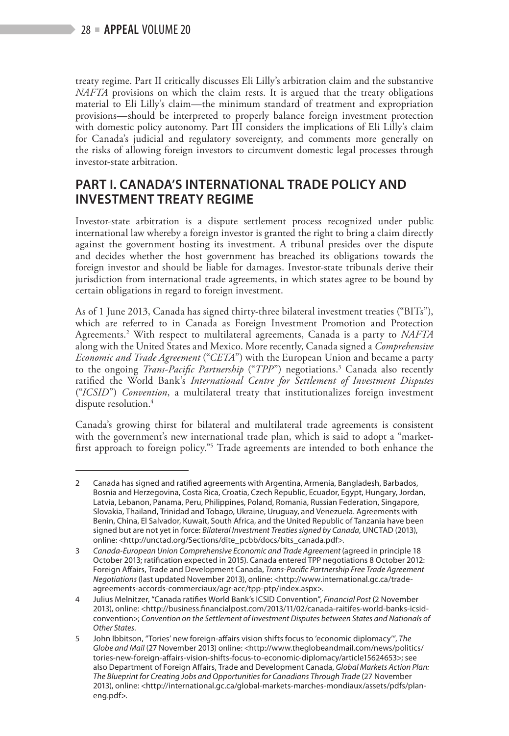treaty regime. Part II critically discusses Eli Lilly's arbitration claim and the substantive *NAFTA* provisions on which the claim rests. It is argued that the treaty obligations material to Eli Lilly's claim—the minimum standard of treatment and expropriation provisions—should be interpreted to properly balance foreign investment protection with domestic policy autonomy. Part III considers the implications of Eli Lilly's claim for Canada's judicial and regulatory sovereignty, and comments more generally on the risks of allowing foreign investors to circumvent domestic legal processes through investor-state arbitration.

## PART I. CANADA'S INTERNATIONAL TRADE POLICY AND INVESTMENT TREATY REGIME

Investor-state arbitration is a dispute settlement process recognized under public international law whereby a foreign investor is granted the right to bring a claim directly against the government hosting its investment. A tribunal presides over the dispute and decides whether the host government has breached its obligations towards the foreign investor and should be liable for damages. Investor-state tribunals derive their jurisdiction from international trade agreements, in which states agree to be bound by certain obligations in regard to foreign investment.

As of 1 June 2013, Canada has signed thirty-three bilateral investment treaties ("BITs"), which are referred to in Canada as Foreign Investment Promotion and Protection Agreements.[2] With respect to multilateral agreements, Canada is a party to *NAFTA* along with the United States and Mexico. More recently, Canada signed a *Comprehensive Economic and Trade Agreement* ("*CETA*") with the European Union and became a party to the ongoing *Trans-Pacific Partnership* ("*TPP*") negotiations.[3] Canada also recently ratified the World Bank's *International Centre for Settlement of Investment Disputes* ("*ICSID*") *Convention*, a multilateral treaty that institutionalizes foreign investment dispute resolution.[4]

Canada's growing thirst for bilateral and multilateral trade agreements is consistent with the government's new international trade plan, which is said to adopt a "market-first approach to foreign policy."[5] Trade agreements are intended to both enhance the

---

2 Canada has signed and ratified agreements with Argentina, Armenia, Bangladesh, Barbados, Bosnia and Herzegovina, Costa Rica, Croatia, Czech Republic, Ecuador, Egypt, Hungary, Jordan, Latvia, Lebanon, Panama, Peru, Philippines, Poland, Romania, Russian Federation, Singapore, Slovakia, Thailand, Trinidad and Tobago, Ukraine, Uruguay, and Venezuela. Agreements with Benin, China, El Salvador, Kuwait, South Africa, and the United Republic of Tanzania have been signed but are not yet in force: *Bilateral Investment Treaties signed by Canada*, UNCTAD (2013), online: <http://unctad.org/Sections/dite_pcbb/docs/bits_canada.pdf>.

3 *Canada-European Union Comprehensive Economic and Trade Agreement* (agreed in principle 18 October 2013; ratification expected in 2015). Canada entered TPP negotiations 8 October 2012: Foreign Affairs, Trade and Development Canada, *Trans-Pacific Partnership Free Trade Agreement Negotiations* (last updated November 2013), online: <http://www.international.gc.ca/trade-agreements-accords-commerciaux/agr-acc/tpp-ptp/index.aspx>.

4 Julius Melnitzer, "Canada ratifies World Bank's ICSID Convention", *Financial Post* (2 November 2013), online: <http://business.financialpost.com/2013/11/02/canada-raitifes-world-banks-icsid-convention>; *Convention on the Settlement of Investment Disputes between States and Nationals of Other States*.

5 John Ibbitson, "Tories' new foreign-affairs vision shifts focus to 'economic diplomacy'", *The Globe and Mail* (27 November 2013) online: <http://www.theglobeandmail.com/news/politics/tories-new-foreign-affairs-vision-shifts-focus-to-economic-diplomacy/article15624653>; see also Department of Foreign Affairs, Trade and Development Canada, *Global Markets Action Plan: The Blueprint for Creating Jobs and Opportunities for Canadians Through Trade* (27 November 2013), online: <http://international.gc.ca/global-markets-marches-mondiaux/assets/pdfs/plan-eng.pdf>.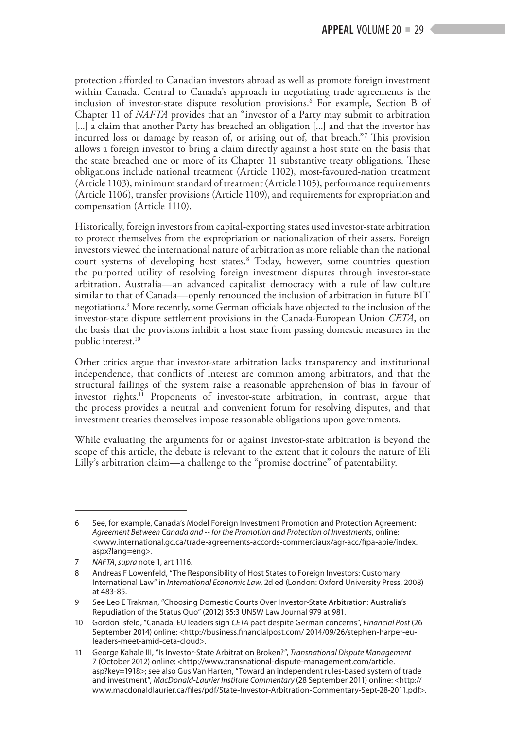protection afforded to Canadian investors abroad as well as promote foreign investment within Canada. Central to Canada's approach in negotiating trade agreements is the inclusion of investor-state dispute resolution provisions.[6] For example, Section B of Chapter 11 of *NAFTA* provides that an "investor of a Party may submit to arbitration [...] a claim that another Party has breached an obligation [...] and that the investor has incurred loss or damage by reason of, or arising out of, that breach."[7] This provision allows a foreign investor to bring a claim directly against a host state on the basis that the state breached one or more of its Chapter 11 substantive treaty obligations. These obligations include national treatment (Article 1102), most-favoured-nation treatment (Article 1103), minimum standard of treatment (Article 1105), performance requirements (Article 1106), transfer provisions (Article 1109), and requirements for expropriation and compensation (Article 1110).

Historically, foreign investors from capital-exporting states used investor-state arbitration to protect themselves from the expropriation or nationalization of their assets. Foreign investors viewed the international nature of arbitration as more reliable than the national court systems of developing host states.[8] Today, however, some countries question the purported utility of resolving foreign investment disputes through investor-state arbitration. Australia—an advanced capitalist democracy with a rule of law culture similar to that of Canada—openly renounced the inclusion of arbitration in future BIT negotiations.[9] More recently, some German officials have objected to the inclusion of the investor-state dispute settlement provisions in the Canada-European Union *CETA*, on the basis that the provisions inhibit a host state from passing domestic measures in the public interest.[10]

Other critics argue that investor-state arbitration lacks transparency and institutional independence, that conflicts of interest are common among arbitrators, and that the structural failings of the system raise a reasonable apprehension of bias in favour of investor rights.[11] Proponents of investor-state arbitration, in contrast, argue that the process provides a neutral and convenient forum for resolving disputes, and that investment treaties themselves impose reasonable obligations upon governments.

While evaluating the arguments for or against investor-state arbitration is beyond the scope of this article, the debate is relevant to the extent that it colours the nature of Eli Lilly's arbitration claim—a challenge to the "promise doctrine" of patentability.

---

6 See, for example, Canada's Model Foreign Investment Promotion and Protection Agreement: *Agreement Between Canada and -- for the Promotion and Protection of Investments*, online: <www.international.gc.ca/trade-agreements-accords-commerciaux/agr-acc/fipa-apie/index.aspx?lang=eng>.

7 *NAFTA*, *supra* note 1, art 1116.

8 Andreas F Lowenfeld, "The Responsibility of Host States to Foreign Investors: Customary International Law" in *International Economic Law*, 2d ed (London: Oxford University Press, 2008) at 483-85.

9 See Leo E Trakman, "Choosing Domestic Courts Over Investor-State Arbitration: Australia's Repudiation of the Status Quo" (2012) 35:3 UNSW Law Journal 979 at 981.

10 Gordon Isfeld, "Canada, EU leaders sign *CETA* pact despite German concerns", *Financial Post* (26 September 2014) online: <http://business.financialpost.com/ 2014/09/26/stephen-harper-eu-leaders-meet-amid-ceta-cloud>.

11 George Kahale III, "Is Investor-State Arbitration Broken?", *Transnational Dispute Management* 7 (October 2012) online: <http://www.transnational-dispute-management.com/article.asp?key=1918>; see also Gus Van Harten, "Toward an independent rules-based system of trade and investment", *MacDonald-Laurier Institute Commentary* (28 September 2011) online: <http://www.macdonaldlaurier.ca/files/pdf/State-Investor-Arbitration-Commentary-Sept-28-2011.pdf>.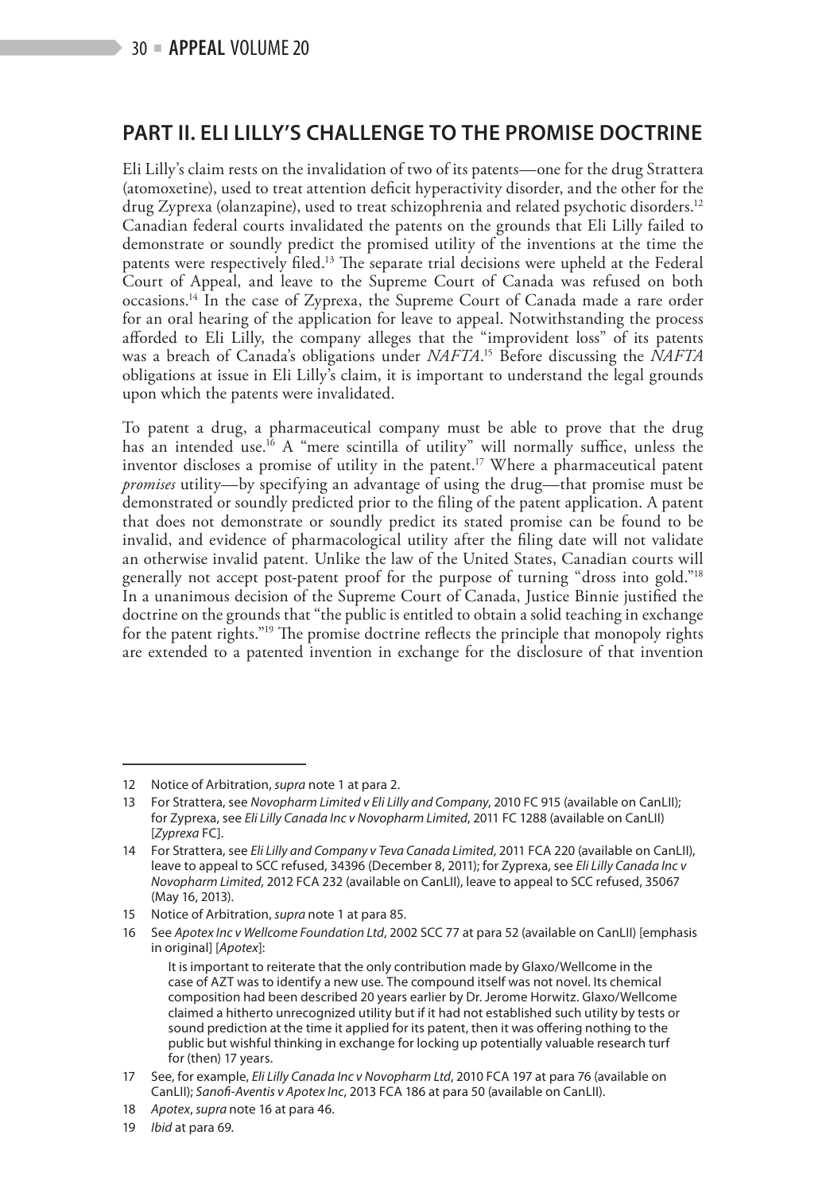## PART II. ELI LILLY'S CHALLENGE TO THE PROMISE DOCTRINE

Eli Lilly's claim rests on the invalidation of two of its patents—one for the drug Strattera (atomoxetine), used to treat attention deficit hyperactivity disorder, and the other for the drug Zyprexa (olanzapine), used to treat schizophrenia and related psychotic disorders.[12] Canadian federal courts invalidated the patents on the grounds that Eli Lilly failed to demonstrate or soundly predict the promised utility of the inventions at the time the patents were respectively filed.[13] The separate trial decisions were upheld at the Federal Court of Appeal, and leave to the Supreme Court of Canada was refused on both occasions.[14] In the case of Zyprexa, the Supreme Court of Canada made a rare order for an oral hearing of the application for leave to appeal. Notwithstanding the process afforded to Eli Lilly, the company alleges that the "improvident loss" of its patents was a breach of Canada's obligations under *NAFTA*.[15] Before discussing the *NAFTA* obligations at issue in Eli Lilly's claim, it is important to understand the legal grounds upon which the patents were invalidated.

To patent a drug, a pharmaceutical company must be able to prove that the drug has an intended use.[16] A "mere scintilla of utility" will normally suffice, unless the inventor discloses a promise of utility in the patent.[17] Where a pharmaceutical patent *promises* utility—by specifying an advantage of using the drug—that promise must be demonstrated or soundly predicted prior to the filing of the patent application. A patent that does not demonstrate or soundly predict its stated promise can be found to be invalid, and evidence of pharmacological utility after the filing date will not validate an otherwise invalid patent. Unlike the law of the United States, Canadian courts will generally not accept post-patent proof for the purpose of turning "dross into gold."[18] In a unanimous decision of the Supreme Court of Canada, Justice Binnie justified the doctrine on the grounds that "the public is entitled to obtain a solid teaching in exchange for the patent rights."[19] The promise doctrine reflects the principle that monopoly rights are extended to a patented invention in exchange for the disclosure of that invention

---

12 Notice of Arbitration, *supra* note 1 at para 2.

13 For Strattera, see *Novopharm Limited v Eli Lilly and Company*, 2010 FC 915 (available on CanLII); for Zyprexa, see *Eli Lilly Canada Inc v Novopharm Limited*, 2011 FC 1288 (available on CanLII) [*Zyprexa* FC].

14 For Strattera, see *Eli Lilly and Company v Teva Canada Limited*, 2011 FCA 220 (available on CanLII), leave to appeal to SCC refused, 34396 (December 8, 2011); for Zyprexa, see *Eli Lilly Canada Inc v Novopharm Limited*, 2012 FCA 232 (available on CanLII), leave to appeal to SCC refused, 35067 (May 16, 2013).

15 Notice of Arbitration, *supra* note 1 at para 85.

16 See *Apotex Inc v Wellcome Foundation Ltd*, 2002 SCC 77 at para 52 (available on CanLII) [emphasis in original] [*Apotex*]:

> It is important to reiterate that the only contribution made by Glaxo/Wellcome in the case of AZT was to identify a new use. The compound itself was not novel. Its chemical composition had been described 20 years earlier by Dr. Jerome Horwitz. Glaxo/Wellcome claimed a hitherto unrecognized utility but if it had not established such utility by tests or sound prediction at the time it applied for its patent, then it was offering nothing to the public but wishful thinking in exchange for locking up potentially valuable research turf for (then) 17 years.

17 See, for example, *Eli Lilly Canada Inc v Novopharm Ltd*, 2010 FCA 197 at para 76 (available on CanLII); *Sanofi-Aventis v Apotex Inc*, 2013 FCA 186 at para 50 (available on CanLII).

18 *Apotex*, *supra* note 16 at para 46.

19 *Ibid* at para 69.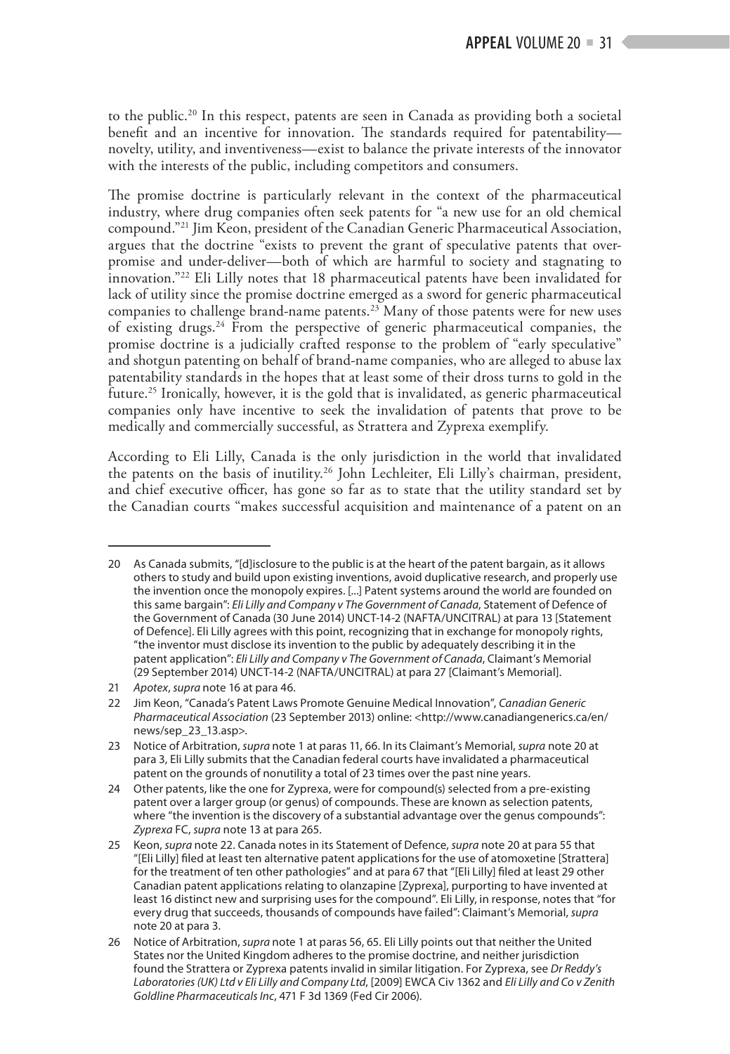to the public.[20] In this respect, patents are seen in Canada as providing both a societal benefit and an incentive for innovation. The standards required for patentability—novelty, utility, and inventiveness—exist to balance the private interests of the innovator with the interests of the public, including competitors and consumers.

The promise doctrine is particularly relevant in the context of the pharmaceutical industry, where drug companies often seek patents for "a new use for an old chemical compound."[21] Jim Keon, president of the Canadian Generic Pharmaceutical Association, argues that the doctrine "exists to prevent the grant of speculative patents that over-promise and under-deliver—both of which are harmful to society and stagnating to innovation."[22] Eli Lilly notes that 18 pharmaceutical patents have been invalidated for lack of utility since the promise doctrine emerged as a sword for generic pharmaceutical companies to challenge brand-name patents.[23] Many of those patents were for new uses of existing drugs.[24] From the perspective of generic pharmaceutical companies, the promise doctrine is a judicially crafted response to the problem of "early speculative" and shotgun patenting on behalf of brand-name companies, who are alleged to abuse lax patentability standards in the hopes that at least some of their dross turns to gold in the future.[25] Ironically, however, it is the gold that is invalidated, as generic pharmaceutical companies only have incentive to seek the invalidation of patents that prove to be medically and commercially successful, as Strattera and Zyprexa exemplify.

According to Eli Lilly, Canada is the only jurisdiction in the world that invalidated the patents on the basis of inutility.[26] John Lechleiter, Eli Lilly's chairman, president, and chief executive officer, has gone so far as to state that the utility standard set by the Canadian courts "makes successful acquisition and maintenance of a patent on an

---

20 As Canada submits, "[d]isclosure to the public is at the heart of the patent bargain, as it allows others to study and build upon existing inventions, avoid duplicative research, and properly use the invention once the monopoly expires. [...] Patent systems around the world are founded on this same bargain": *Eli Lilly and Company v The Government of Canada*, Statement of Defence of the Government of Canada (30 June 2014) UNCT-14-2 (NAFTA/UNCITRAL) at para 13 [Statement of Defence]. Eli Lilly agrees with this point, recognizing that in exchange for monopoly rights, "the inventor must disclose its invention to the public by adequately describing it in the patent application": *Eli Lilly and Company v The Government of Canada*, Claimant's Memorial (29 September 2014) UNCT-14-2 (NAFTA/UNCITRAL) at para 27 [Claimant's Memorial].

21 *Apotex*, *supra* note 16 at para 46.

22 Jim Keon, "Canada's Patent Laws Promote Genuine Medical Innovation", *Canadian Generic Pharmaceutical Association* (23 September 2013) online: <http://www.canadiangenerics.ca/en/news/sep_23_13.asp>.

23 Notice of Arbitration, *supra* note 1 at paras 11, 66. In its Claimant's Memorial, *supra* note 20 at para 3, Eli Lilly submits that the Canadian federal courts have invalidated a pharmaceutical patent on the grounds of nonutility a total of 23 times over the past nine years.

24 Other patents, like the one for Zyprexa, were for compound(s) selected from a pre-existing patent over a larger group (or genus) of compounds. These are known as selection patents, where "the invention is the discovery of a substantial advantage over the genus compounds": *Zyprexa* FC, *supra* note 13 at para 265.

25 Keon, *supra* note 22. Canada notes in its Statement of Defence, *supra* note 20 at para 55 that "[Eli Lilly] filed at least ten alternative patent applications for the use of atomoxetine [Strattera] for the treatment of ten other pathologies" and at para 67 that "[Eli Lilly] filed at least 29 other Canadian patent applications relating to olanzapine [Zyprexa], purporting to have invented at least 16 distinct new and surprising uses for the compound". Eli Lilly, in response, notes that "for every drug that succeeds, thousands of compounds have failed": Claimant's Memorial, *supra* note 20 at para 3.

26 Notice of Arbitration, *supra* note 1 at paras 56, 65. Eli Lilly points out that neither the United States nor the United Kingdom adheres to the promise doctrine, and neither jurisdiction found the Strattera or Zyprexa patents invalid in similar litigation. For Zyprexa, see *Dr Reddy's Laboratories (UK) Ltd v Eli Lilly and Company Ltd*, [2009] EWCA Civ 1362 and *Eli Lilly and Co v Zenith Goldline Pharmaceuticals Inc*, 471 F 3d 1369 (Fed Cir 2006).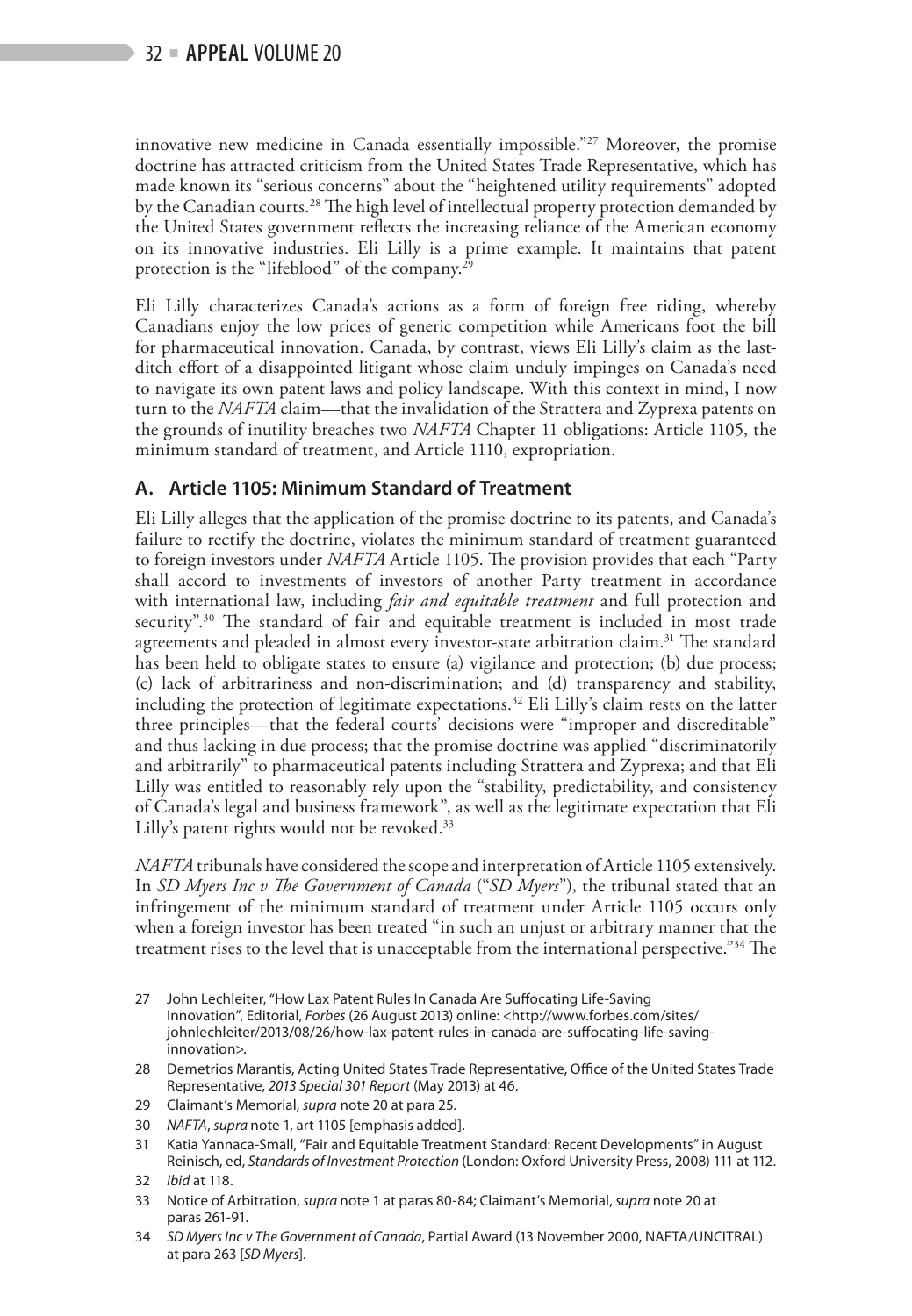innovative new medicine in Canada essentially impossible."[27] Moreover, the promise doctrine has attracted criticism from the United States Trade Representative, which has made known its "serious concerns" about the "heightened utility requirements" adopted by the Canadian courts.[28] The high level of intellectual property protection demanded by the United States government reflects the increasing reliance of the American economy on its innovative industries. Eli Lilly is a prime example. It maintains that patent protection is the "lifeblood" of the company.[29]

Eli Lilly characterizes Canada's actions as a form of foreign free riding, whereby Canadians enjoy the low prices of generic competition while Americans foot the bill for pharmaceutical innovation. Canada, by contrast, views Eli Lilly's claim as the last-ditch effort of a disappointed litigant whose claim unduly impinges on Canada's need to navigate its own patent laws and policy landscape. With this context in mind, I now turn to the *NAFTA* claim—that the invalidation of the Strattera and Zyprexa patents on the grounds of inutility breaches two *NAFTA* Chapter 11 obligations: Article 1105, the minimum standard of treatment, and Article 1110, expropriation.

## A. Article 1105: Minimum Standard of Treatment

Eli Lilly alleges that the application of the promise doctrine to its patents, and Canada's failure to rectify the doctrine, violates the minimum standard of treatment guaranteed to foreign investors under *NAFTA* Article 1105. The provision provides that each "Party shall accord to investments of investors of another Party treatment in accordance with international law, including *fair and equitable treatment* and full protection and security".[30] The standard of fair and equitable treatment is included in most trade agreements and pleaded in almost every investor-state arbitration claim.[31] The standard has been held to obligate states to ensure (a) vigilance and protection; (b) due process; (c) lack of arbitrariness and non-discrimination; and (d) transparency and stability, including the protection of legitimate expectations.[32] Eli Lilly's claim rests on the latter three principles—that the federal courts' decisions were "improper and discreditable" and thus lacking in due process; that the promise doctrine was applied "discriminatorily and arbitrarily" to pharmaceutical patents including Strattera and Zyprexa; and that Eli Lilly was entitled to reasonably rely upon the "stability, predictability, and consistency of Canada's legal and business framework", as well as the legitimate expectation that Eli Lilly's patent rights would not be revoked.[33]

*NAFTA* tribunals have considered the scope and interpretation of Article 1105 extensively. In *SD Myers Inc v The Government of Canada* ("*SD Myers*"), the tribunal stated that an infringement of the minimum standard of treatment under Article 1105 occurs only when a foreign investor has been treated "in such an unjust or arbitrary manner that the treatment rises to the level that is unacceptable from the international perspective."[34] The

---

27 John Lechleiter, "How Lax Patent Rules In Canada Are Suffocating Life-Saving Innovation", Editorial, *Forbes* (26 August 2013) online: <http://www.forbes.com/sites/johnlechleiter/2013/08/26/how-lax-patent-rules-in-canada-are-suffocating-life-saving-innovation>.

28 Demetrios Marantis, Acting United States Trade Representative, Office of the United States Trade Representative, *2013 Special 301 Report* (May 2013) at 46.

29 Claimant's Memorial, *supra* note 20 at para 25.

30 *NAFTA*, *supra* note 1, art 1105 [emphasis added].

31 Katia Yannaca-Small, "Fair and Equitable Treatment Standard: Recent Developments" in August Reinisch, ed, *Standards of Investment Protection* (London: Oxford University Press, 2008) 111 at 112.

32 *Ibid* at 118.

33 Notice of Arbitration, *supra* note 1 at paras 80-84; Claimant's Memorial, *supra* note 20 at paras 261-91.

34 *SD Myers Inc v The Government of Canada*, Partial Award (13 November 2000, NAFTA/UNCITRAL) at para 263 [*SD Myers*].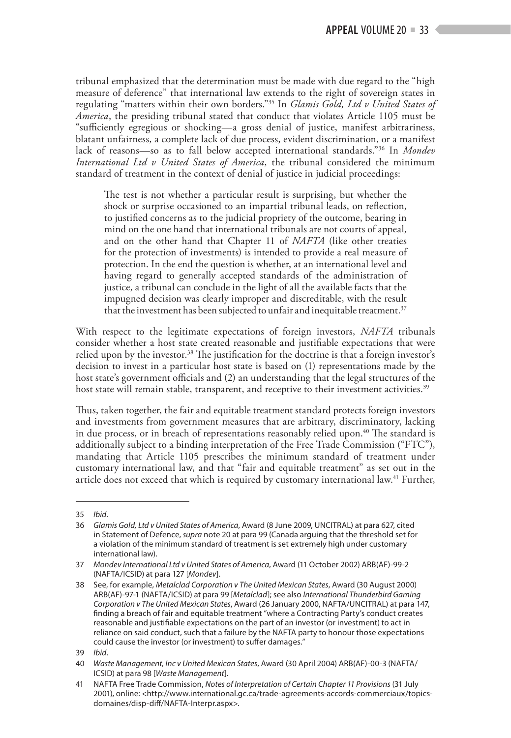tribunal emphasized that the determination must be made with due regard to the "high measure of deference" that international law extends to the right of sovereign states in regulating "matters within their own borders."[35] In *Glamis Gold, Ltd v United States of America*, the presiding tribunal stated that conduct that violates Article 1105 must be "sufficiently egregious or shocking—a gross denial of justice, manifest arbitrariness, blatant unfairness, a complete lack of due process, evident discrimination, or a manifest lack of reasons—so as to fall below accepted international standards."[36] In *Mondev International Ltd v United States of America*, the tribunal considered the minimum standard of treatment in the context of denial of justice in judicial proceedings:

> The test is not whether a particular result is surprising, but whether the shock or surprise occasioned to an impartial tribunal leads, on reflection, to justified concerns as to the judicial propriety of the outcome, bearing in mind on the one hand that international tribunals are not courts of appeal, and on the other hand that Chapter 11 of *NAFTA* (like other treaties for the protection of investments) is intended to provide a real measure of protection. In the end the question is whether, at an international level and having regard to generally accepted standards of the administration of justice, a tribunal can conclude in the light of all the available facts that the impugned decision was clearly improper and discreditable, with the result that the investment has been subjected to unfair and inequitable treatment.[37]

With respect to the legitimate expectations of foreign investors, *NAFTA* tribunals consider whether a host state created reasonable and justifiable expectations that were relied upon by the investor.[38] The justification for the doctrine is that a foreign investor's decision to invest in a particular host state is based on (1) representations made by the host state's government officials and (2) an understanding that the legal structures of the host state will remain stable, transparent, and receptive to their investment activities.[39]

Thus, taken together, the fair and equitable treatment standard protects foreign investors and investments from government measures that are arbitrary, discriminatory, lacking in due process, or in breach of representations reasonably relied upon.[40] The standard is additionally subject to a binding interpretation of the Free Trade Commission ("FTC"), mandating that Article 1105 prescribes the minimum standard of treatment under customary international law, and that "fair and equitable treatment" as set out in the article does not exceed that which is required by customary international law.[41] Further,

---

35 *Ibid*.

36 *Glamis Gold, Ltd v United States of America*, Award (8 June 2009, UNCITRAL) at para 627, cited in Statement of Defence, *supra* note 20 at para 99 (Canada arguing that the threshold set for a violation of the minimum standard of treatment is set extremely high under customary international law).

37 *Mondev International Ltd v United States of America*, Award (11 October 2002) ARB(AF)-99-2 (NAFTA/ICSID) at para 127 [*Mondev*].

38 See, for example, *Metalclad Corporation v The United Mexican States*, Award (30 August 2000) ARB(AF)-97-1 (NAFTA/ICSID) at para 99 [*Metalclad*]; see also *International Thunderbird Gaming Corporation v The United Mexican States*, Award (26 January 2000, NAFTA/UNCITRAL) at para 147, finding a breach of fair and equitable treatment "where a Contracting Party's conduct creates reasonable and justifiable expectations on the part of an investor (or investment) to act in reliance on said conduct, such that a failure by the NAFTA party to honour those expectations could cause the investor (or investment) to suffer damages."

39 *Ibid*.

40 *Waste Management, Inc v United Mexican States*, Award (30 April 2004) ARB(AF)-00-3 (NAFTA/ICSID) at para 98 [*Waste Management*].

41 NAFTA Free Trade Commission, *Notes of Interpretation of Certain Chapter 11 Provisions* (31 July 2001), online: <http://www.international.gc.ca/trade-agreements-accords-commerciaux/topics-domaines/disp-diff/NAFTA-Interpr.aspx>.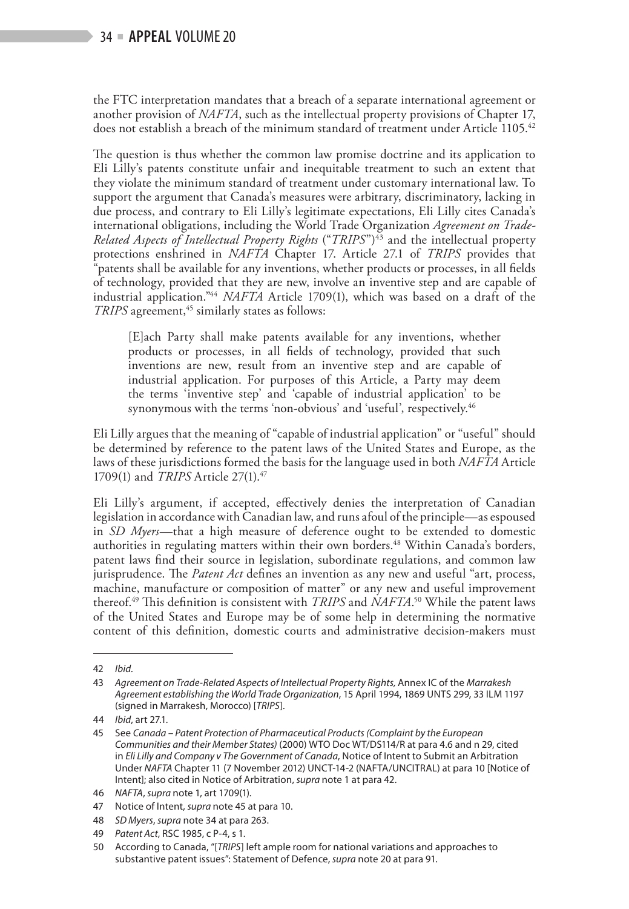the FTC interpretation mandates that a breach of a separate international agreement or another provision of *NAFTA*, such as the intellectual property provisions of Chapter 17, does not establish a breach of the minimum standard of treatment under Article 1105.[42]

The question is thus whether the common law promise doctrine and its application to Eli Lilly's patents constitute unfair and inequitable treatment to such an extent that they violate the minimum standard of treatment under customary international law. To support the argument that Canada's measures were arbitrary, discriminatory, lacking in due process, and contrary to Eli Lilly's legitimate expectations, Eli Lilly cites Canada's international obligations, including the World Trade Organization *Agreement on Trade-Related Aspects of Intellectual Property Rights* ("*TRIPS*")[43] and the intellectual property protections enshrined in *NAFTA* Chapter 17. Article 27.1 of *TRIPS* provides that "patents shall be available for any inventions, whether products or processes, in all fields of technology, provided that they are new, involve an inventive step and are capable of industrial application."[44] *NAFTA* Article 1709(1), which was based on a draft of the *TRIPS* agreement,[45] similarly states as follows:

> [E]ach Party shall make patents available for any inventions, whether products or processes, in all fields of technology, provided that such inventions are new, result from an inventive step and are capable of industrial application. For purposes of this Article, a Party may deem the terms 'inventive step' and 'capable of industrial application' to be synonymous with the terms 'non-obvious' and 'useful', respectively.[46]

Eli Lilly argues that the meaning of "capable of industrial application" or "useful" should be determined by reference to the patent laws of the United States and Europe, as the laws of these jurisdictions formed the basis for the language used in both *NAFTA* Article 1709(1) and *TRIPS* Article 27(1).[47]

Eli Lilly's argument, if accepted, effectively denies the interpretation of Canadian legislation in accordance with Canadian law, and runs afoul of the principle—as espoused in *SD Myers*—that a high measure of deference ought to be extended to domestic authorities in regulating matters within their own borders.[48] Within Canada's borders, patent laws find their source in legislation, subordinate regulations, and common law jurisprudence. The *Patent Act* defines an invention as any new and useful "art, process, machine, manufacture or composition of matter" or any new and useful improvement thereof.[49] This definition is consistent with *TRIPS* and *NAFTA*.[50] While the patent laws of the United States and Europe may be of some help in determining the normative content of this definition, domestic courts and administrative decision-makers must

---

42 *Ibid.*

43 *Agreement on Trade-Related Aspects of Intellectual Property Rights,* Annex IC of the *Marrakesh Agreement establishing the World Trade Organization*, 15 April 1994, 1869 UNTS 299, 33 ILM 1197 (signed in Marrakesh, Morocco) [*TRIPS*].

44 *Ibid*, art 27.1.

45 See *Canada – Patent Protection of Pharmaceutical Products (Complaint by the European Communities and their Member States)* (2000) WTO Doc WT/DS114/R at para 4.6 and n 29, cited in *Eli Lilly and Company v The Government of Canada*, Notice of Intent to Submit an Arbitration Under *NAFTA* Chapter 11 (7 November 2012) UNCT-14-2 (NAFTA/UNCITRAL) at para 10 [Notice of Intent]; also cited in Notice of Arbitration, *supra* note 1 at para 42.

46 *NAFTA*, *supra* note 1, art 1709(1).

47 Notice of Intent, *supra* note 45 at para 10.

48 *SD Myers*, *supra* note 34 at para 263.

49 *Patent Act*, RSC 1985, c P-4, s 1.

50 According to Canada, "[*TRIPS*] left ample room for national variations and approaches to substantive patent issues": Statement of Defence, *supra* note 20 at para 91.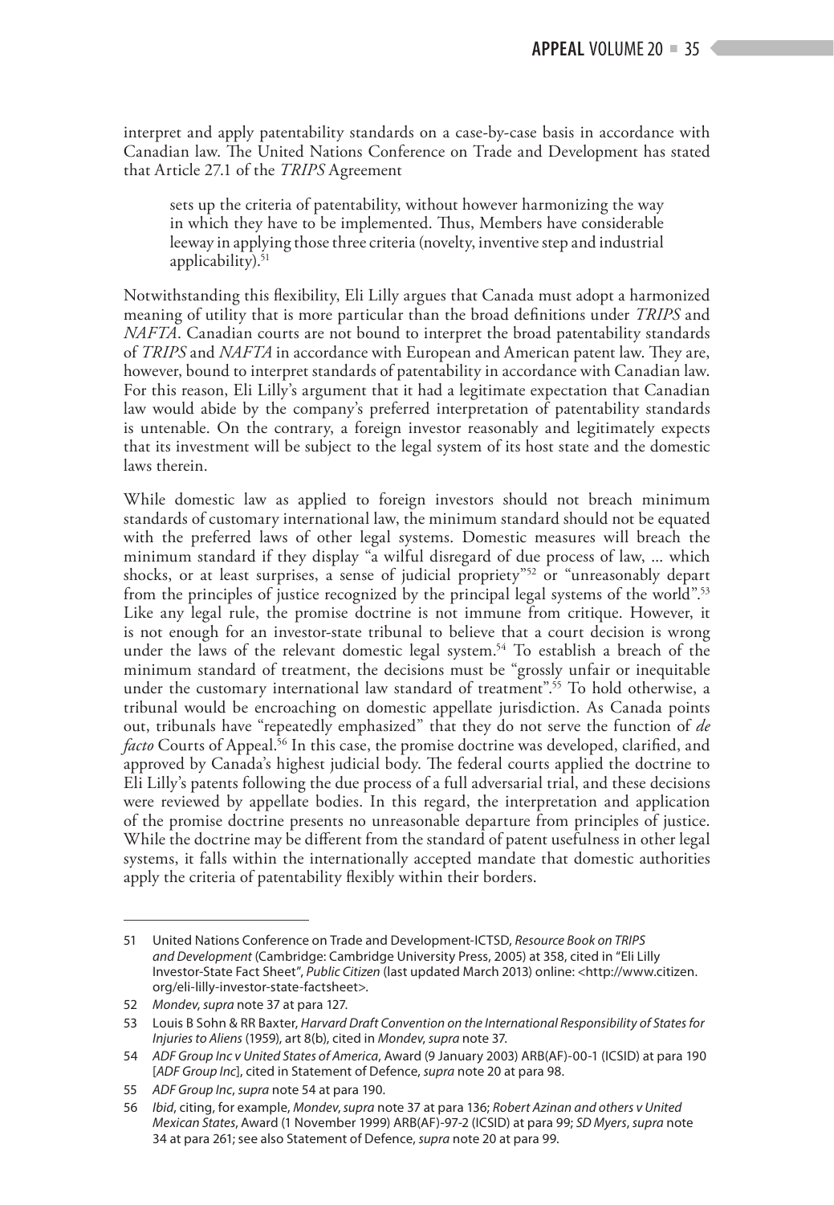interpret and apply patentability standards on a case-by-case basis in accordance with Canadian law. The United Nations Conference on Trade and Development has stated that Article 27.1 of the *TRIPS* Agreement

> sets up the criteria of patentability, without however harmonizing the way in which they have to be implemented. Thus, Members have considerable leeway in applying those three criteria (novelty, inventive step and industrial applicability).[51]

Notwithstanding this flexibility, Eli Lilly argues that Canada must adopt a harmonized meaning of utility that is more particular than the broad definitions under *TRIPS* and *NAFTA*. Canadian courts are not bound to interpret the broad patentability standards of *TRIPS* and *NAFTA* in accordance with European and American patent law. They are, however, bound to interpret standards of patentability in accordance with Canadian law. For this reason, Eli Lilly's argument that it had a legitimate expectation that Canadian law would abide by the company's preferred interpretation of patentability standards is untenable. On the contrary, a foreign investor reasonably and legitimately expects that its investment will be subject to the legal system of its host state and the domestic laws therein.

While domestic law as applied to foreign investors should not breach minimum standards of customary international law, the minimum standard should not be equated with the preferred laws of other legal systems. Domestic measures will breach the minimum standard if they display "a wilful disregard of due process of law, ... which shocks, or at least surprises, a sense of judicial propriety"[52] or "unreasonably depart from the principles of justice recognized by the principal legal systems of the world".[53] Like any legal rule, the promise doctrine is not immune from critique. However, it is not enough for an investor-state tribunal to believe that a court decision is wrong under the laws of the relevant domestic legal system.[54] To establish a breach of the minimum standard of treatment, the decisions must be "grossly unfair or inequitable under the customary international law standard of treatment".[55] To hold otherwise, a tribunal would be encroaching on domestic appellate jurisdiction. As Canada points out, tribunals have "repeatedly emphasized" that they do not serve the function of *de facto* Courts of Appeal.[56] In this case, the promise doctrine was developed, clarified, and approved by Canada's highest judicial body. The federal courts applied the doctrine to Eli Lilly's patents following the due process of a full adversarial trial, and these decisions were reviewed by appellate bodies. In this regard, the interpretation and application of the promise doctrine presents no unreasonable departure from principles of justice. While the doctrine may be different from the standard of patent usefulness in other legal systems, it falls within the internationally accepted mandate that domestic authorities apply the criteria of patentability flexibly within their borders.

---

51 United Nations Conference on Trade and Development-ICTSD, *Resource Book on TRIPS and Development* (Cambridge: Cambridge University Press, 2005) at 358, cited in "Eli Lilly Investor-State Fact Sheet", *Public Citizen* (last updated March 2013) online: <http://www.citizen.org/eli-lilly-investor-state-factsheet>.

52 *Mondev*, *supra* note 37 at para 127.

53 Louis B Sohn & RR Baxter, *Harvard Draft Convention on the International Responsibility of States for Injuries to Aliens* (1959), art 8(b), cited in *Mondev*, *supra* note 37.

54 *ADF Group Inc v United States of America*, Award (9 January 2003) ARB(AF)-00-1 (ICSID) at para 190 [*ADF Group Inc*], cited in Statement of Defence, *supra* note 20 at para 98.

55 *ADF Group Inc*, *supra* note 54 at para 190.

56 *Ibid*, citing, for example, *Mondev*, *supra* note 37 at para 136; *Robert Azinan and others v United Mexican States*, Award (1 November 1999) ARB(AF)-97-2 (ICSID) at para 99; *SD Myers*, *supra* note 34 at para 261; see also Statement of Defence, *supra* note 20 at para 99.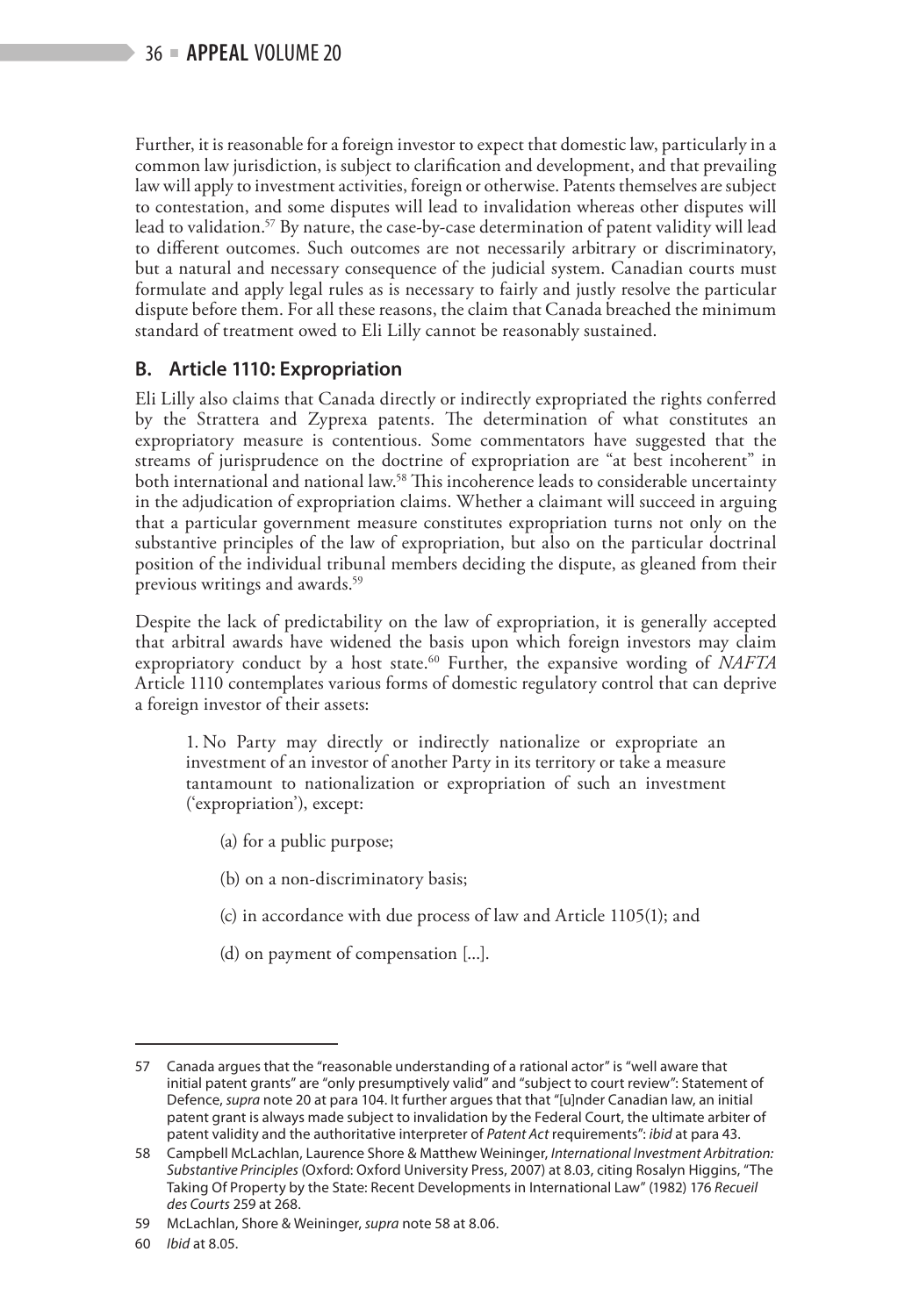Further, it is reasonable for a foreign investor to expect that domestic law, particularly in a common law jurisdiction, is subject to clarification and development, and that prevailing law will apply to investment activities, foreign or otherwise. Patents themselves are subject to contestation, and some disputes will lead to invalidation whereas other disputes will lead to validation.[57] By nature, the case-by-case determination of patent validity will lead to different outcomes. Such outcomes are not necessarily arbitrary or discriminatory, but a natural and necessary consequence of the judicial system. Canadian courts must formulate and apply legal rules as is necessary to fairly and justly resolve the particular dispute before them. For all these reasons, the claim that Canada breached the minimum standard of treatment owed to Eli Lilly cannot be reasonably sustained.

## B. Article 1110: Expropriation

Eli Lilly also claims that Canada directly or indirectly expropriated the rights conferred by the Strattera and Zyprexa patents. The determination of what constitutes an expropriatory measure is contentious. Some commentators have suggested that the streams of jurisprudence on the doctrine of expropriation are "at best incoherent" in both international and national law.[58] This incoherence leads to considerable uncertainty in the adjudication of expropriation claims. Whether a claimant will succeed in arguing that a particular government measure constitutes expropriation turns not only on the substantive principles of the law of expropriation, but also on the particular doctrinal position of the individual tribunal members deciding the dispute, as gleaned from their previous writings and awards.[59]

Despite the lack of predictability on the law of expropriation, it is generally accepted that arbitral awards have widened the basis upon which foreign investors may claim expropriatory conduct by a host state.[60] Further, the expansive wording of *NAFTA* Article 1110 contemplates various forms of domestic regulatory control that can deprive a foreign investor of their assets:

> 1. No Party may directly or indirectly nationalize or expropriate an investment of an investor of another Party in its territory or take a measure tantamount to nationalization or expropriation of such an investment ('expropriation'), except:
>
> (a) for a public purpose;
>
> (b) on a non-discriminatory basis;
>
> (c) in accordance with due process of law and Article 1105(1); and
>
> (d) on payment of compensation [...].

---

57 Canada argues that the "reasonable understanding of a rational actor" is "well aware that initial patent grants" are "only presumptively valid" and "subject to court review": Statement of Defence, *supra* note 20 at para 104. It further argues that that "[u]nder Canadian law, an initial patent grant is always made subject to invalidation by the Federal Court, the ultimate arbiter of patent validity and the authoritative interpreter of *Patent Act* requirements": *ibid* at para 43.

58 Campbell McLachlan, Laurence Shore & Matthew Weininger, *International Investment Arbitration: Substantive Principles* (Oxford: Oxford University Press, 2007) at 8.03, citing Rosalyn Higgins, "The Taking Of Property by the State: Recent Developments in International Law" (1982) 176 *Recueil des Courts* 259 at 268.

59 McLachlan, Shore & Weininger, *supra* note 58 at 8.06.

60 *Ibid* at 8.05.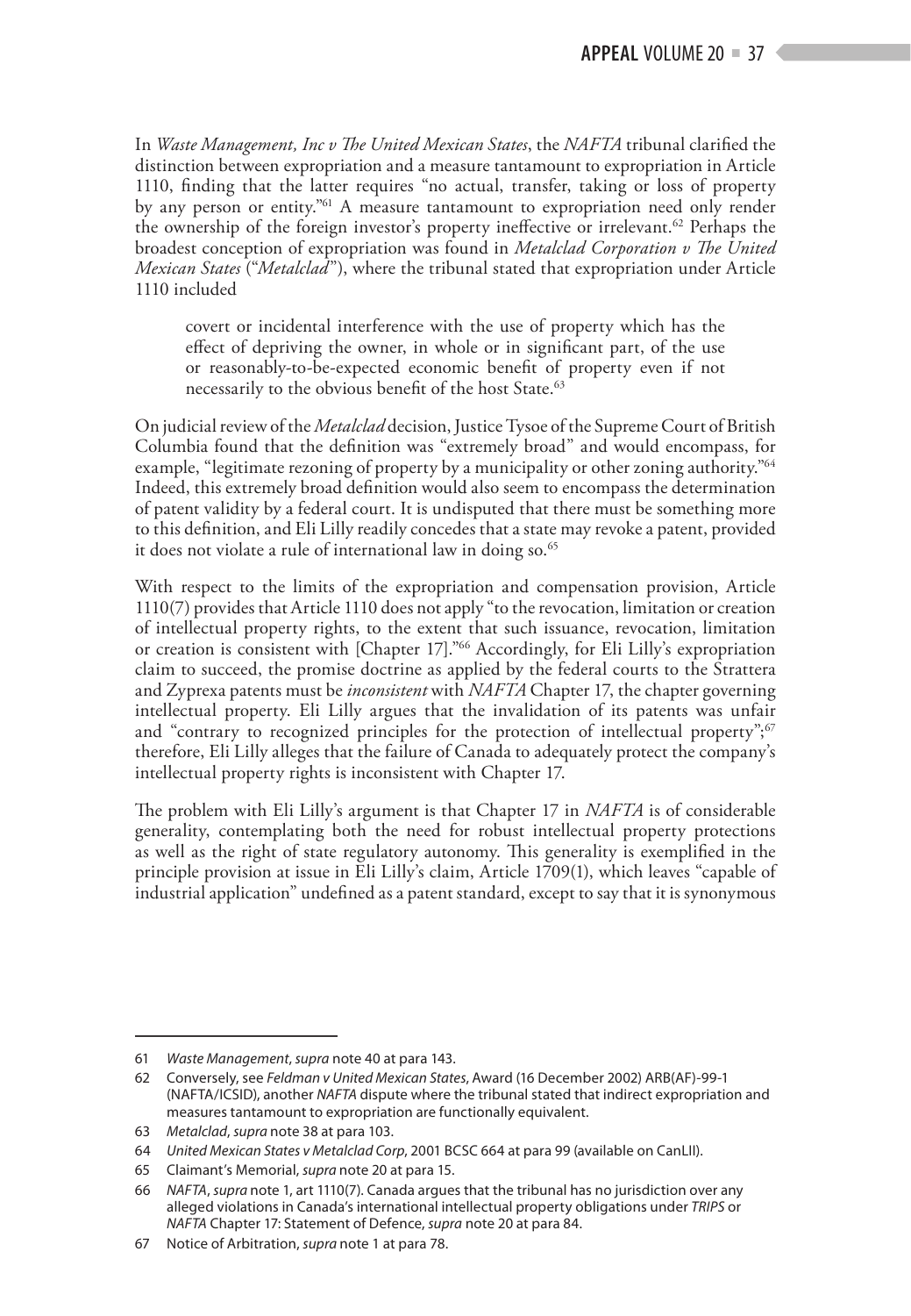In *Waste Management, Inc v The United Mexican States*, the *NAFTA* tribunal clarified the distinction between expropriation and a measure tantamount to expropriation in Article 1110, finding that the latter requires "no actual, transfer, taking or loss of property by any person or entity."[61] A measure tantamount to expropriation need only render the ownership of the foreign investor's property ineffective or irrelevant.[62] Perhaps the broadest conception of expropriation was found in *Metalclad Corporation v The United Mexican States* ("*Metalclad*"), where the tribunal stated that expropriation under Article 1110 included

> covert or incidental interference with the use of property which has the effect of depriving the owner, in whole or in significant part, of the use or reasonably-to-be-expected economic benefit of property even if not necessarily to the obvious benefit of the host State.[63]

On judicial review of the *Metalclad* decision, Justice Tysoe of the Supreme Court of British Columbia found that the definition was "extremely broad" and would encompass, for example, "legitimate rezoning of property by a municipality or other zoning authority."[64] Indeed, this extremely broad definition would also seem to encompass the determination of patent validity by a federal court. It is undisputed that there must be something more to this definition, and Eli Lilly readily concedes that a state may revoke a patent, provided it does not violate a rule of international law in doing so.[65]

With respect to the limits of the expropriation and compensation provision, Article 1110(7) provides that Article 1110 does not apply "to the revocation, limitation or creation of intellectual property rights, to the extent that such issuance, revocation, limitation or creation is consistent with [Chapter 17]."[66] Accordingly, for Eli Lilly's expropriation claim to succeed, the promise doctrine as applied by the federal courts to the Strattera and Zyprexa patents must be *inconsistent* with *NAFTA* Chapter 17, the chapter governing intellectual property. Eli Lilly argues that the invalidation of its patents was unfair and "contrary to recognized principles for the protection of intellectual property";[67] therefore, Eli Lilly alleges that the failure of Canada to adequately protect the company's intellectual property rights is inconsistent with Chapter 17.

The problem with Eli Lilly's argument is that Chapter 17 in *NAFTA* is of considerable generality, contemplating both the need for robust intellectual property protections as well as the right of state regulatory autonomy. This generality is exemplified in the principle provision at issue in Eli Lilly's claim, Article 1709(1), which leaves "capable of industrial application" undefined as a patent standard, except to say that it is synonymous

---

61 *Waste Management*, *supra* note 40 at para 143.

62 Conversely, see *Feldman v United Mexican States*, Award (16 December 2002) ARB(AF)-99-1 (NAFTA/ICSID), another *NAFTA* dispute where the tribunal stated that indirect expropriation and measures tantamount to expropriation are functionally equivalent.

63 *Metalclad*, *supra* note 38 at para 103.

64 *United Mexican States v Metalclad Corp*, 2001 BCSC 664 at para 99 (available on CanLII).

65 Claimant's Memorial, *supra* note 20 at para 15.

66 *NAFTA*, *supra* note 1, art 1110(7). Canada argues that the tribunal has no jurisdiction over any alleged violations in Canada's international intellectual property obligations under *TRIPS* or *NAFTA* Chapter 17: Statement of Defence, *supra* note 20 at para 84.

67 Notice of Arbitration, *supra* note 1 at para 78.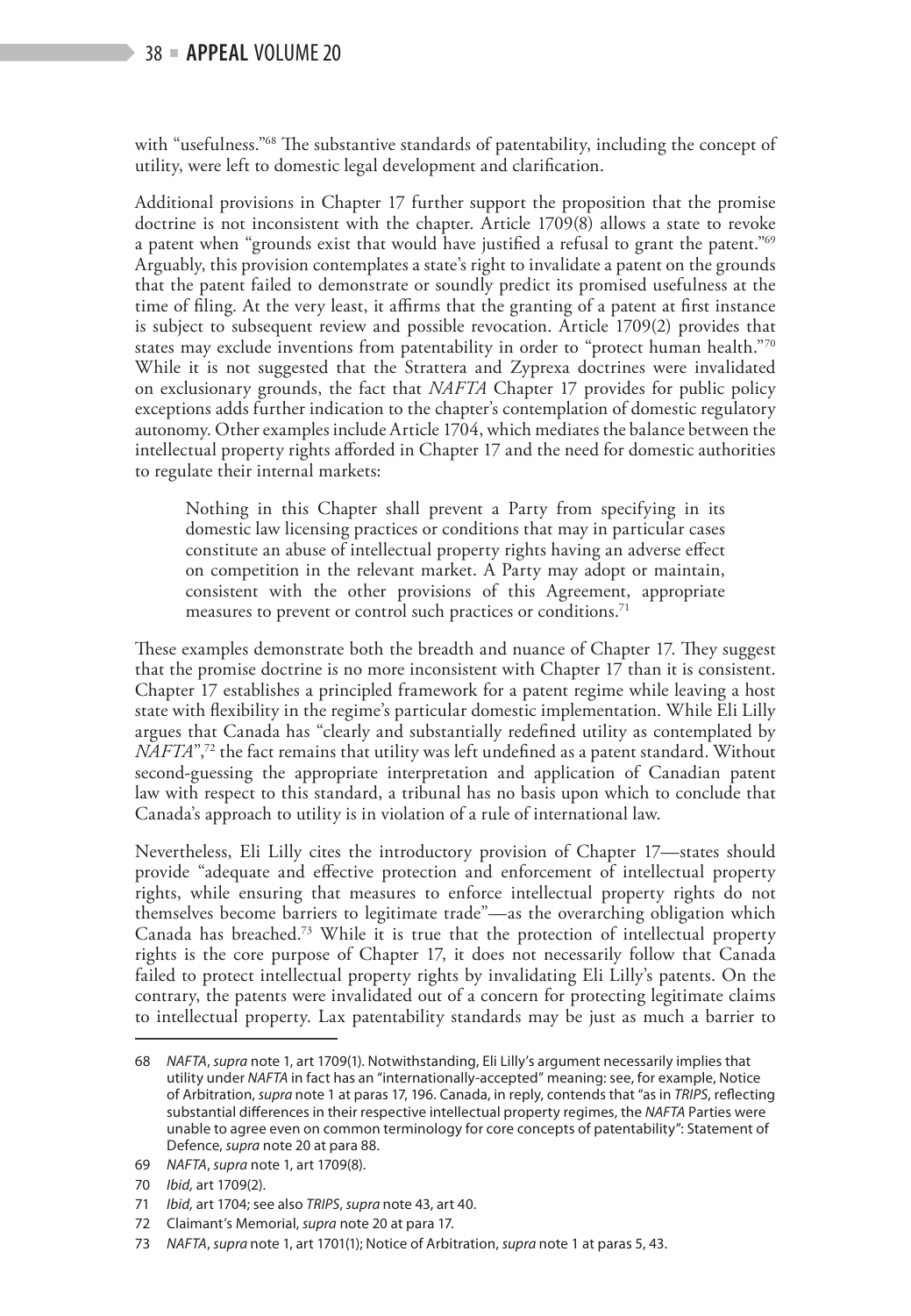with "usefulness."[68] The substantive standards of patentability, including the concept of utility, were left to domestic legal development and clarification.

Additional provisions in Chapter 17 further support the proposition that the promise doctrine is not inconsistent with the chapter. Article 1709(8) allows a state to revoke a patent when "grounds exist that would have justified a refusal to grant the patent."[69] Arguably, this provision contemplates a state's right to invalidate a patent on the grounds that the patent failed to demonstrate or soundly predict its promised usefulness at the time of filing. At the very least, it affirms that the granting of a patent at first instance is subject to subsequent review and possible revocation. Article 1709(2) provides that states may exclude inventions from patentability in order to "protect human health."[70] While it is not suggested that the Strattera and Zyprexa doctrines were invalidated on exclusionary grounds, the fact that *NAFTA* Chapter 17 provides for public policy exceptions adds further indication to the chapter's contemplation of domestic regulatory autonomy. Other examples include Article 1704, which mediates the balance between the intellectual property rights afforded in Chapter 17 and the need for domestic authorities to regulate their internal markets:

> Nothing in this Chapter shall prevent a Party from specifying in its domestic law licensing practices or conditions that may in particular cases constitute an abuse of intellectual property rights having an adverse effect on competition in the relevant market. A Party may adopt or maintain, consistent with the other provisions of this Agreement, appropriate measures to prevent or control such practices or conditions.[71]

These examples demonstrate both the breadth and nuance of Chapter 17. They suggest that the promise doctrine is no more inconsistent with Chapter 17 than it is consistent. Chapter 17 establishes a principled framework for a patent regime while leaving a host state with flexibility in the regime's particular domestic implementation. While Eli Lilly argues that Canada has "clearly and substantially redefined utility as contemplated by *NAFTA*",[72] the fact remains that utility was left undefined as a patent standard. Without second-guessing the appropriate interpretation and application of Canadian patent law with respect to this standard, a tribunal has no basis upon which to conclude that Canada's approach to utility is in violation of a rule of international law.

Nevertheless, Eli Lilly cites the introductory provision of Chapter 17—states should provide "adequate and effective protection and enforcement of intellectual property rights, while ensuring that measures to enforce intellectual property rights do not themselves become barriers to legitimate trade"—as the overarching obligation which Canada has breached.[73] While it is true that the protection of intellectual property rights is the core purpose of Chapter 17, it does not necessarily follow that Canada failed to protect intellectual property rights by invalidating Eli Lilly's patents. On the contrary, the patents were invalidated out of a concern for protecting legitimate claims to intellectual property. Lax patentability standards may be just as much a barrier to

---

68 *NAFTA*, *supra* note 1, art 1709(1). Notwithstanding, Eli Lilly's argument necessarily implies that utility under *NAFTA* in fact has an "internationally-accepted" meaning: see, for example, Notice of Arbitration, *supra* note 1 at paras 17, 196. Canada, in reply, contends that "as in *TRIPS*, reflecting substantial differences in their respective intellectual property regimes, the *NAFTA* Parties were unable to agree even on common terminology for core concepts of patentability": Statement of Defence, *supra* note 20 at para 88.

69 *NAFTA*, *supra* note 1, art 1709(8).

70 *Ibid,* art 1709(2).

71 *Ibid,* art 1704; see also *TRIPS*, *supra* note 43, art 40.

72 Claimant's Memorial, *supra* note 20 at para 17.

73 *NAFTA*, *supra* note 1, art 1701(1); Notice of Arbitration, *supra* note 1 at paras 5, 43.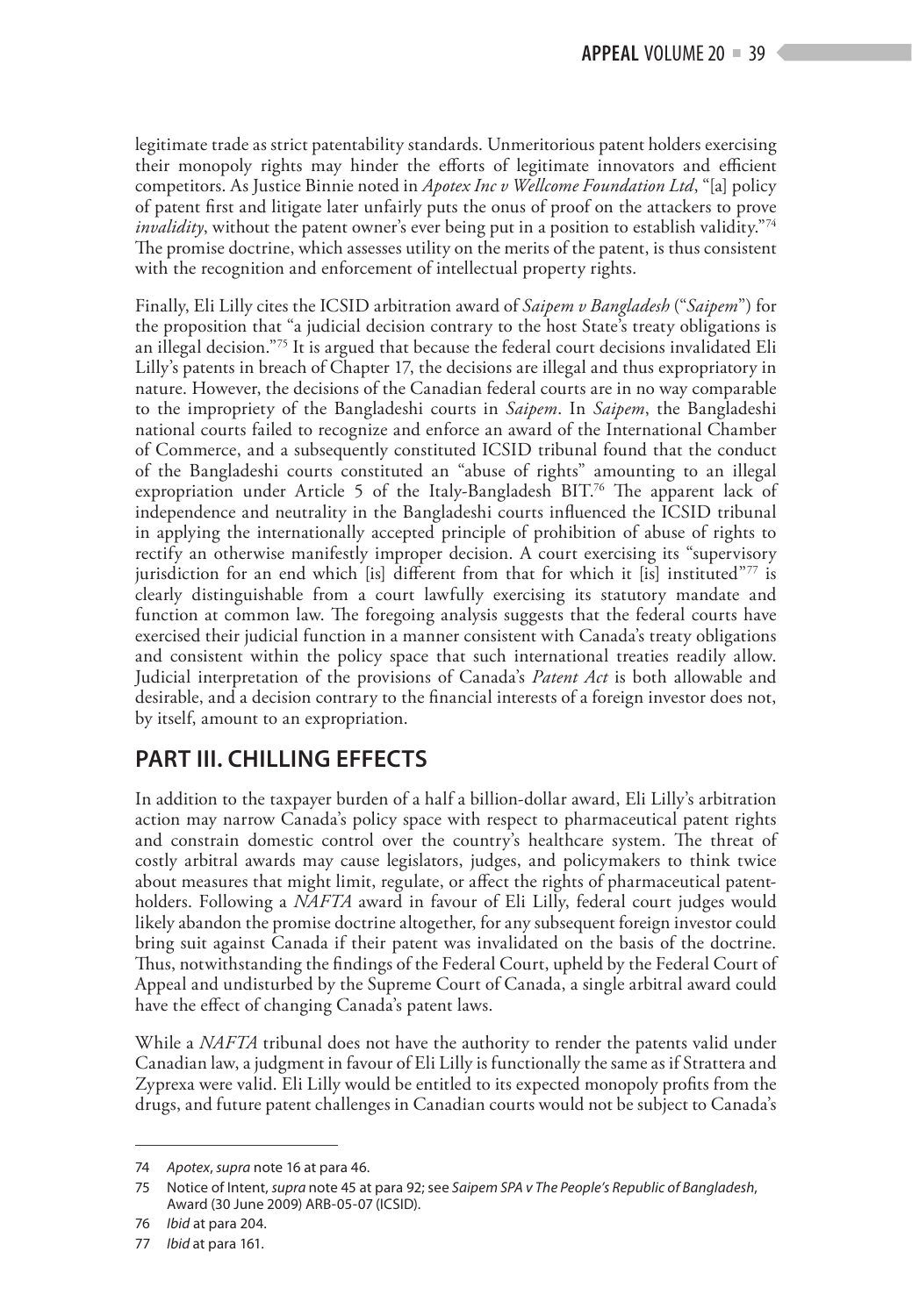legitimate trade as strict patentability standards. Unmeritorious patent holders exercising their monopoly rights may hinder the efforts of legitimate innovators and efficient competitors. As Justice Binnie noted in *Apotex Inc v Wellcome Foundation Ltd*, "[a] policy of patent first and litigate later unfairly puts the onus of proof on the attackers to prove *invalidity*, without the patent owner's ever being put in a position to establish validity."[74] The promise doctrine, which assesses utility on the merits of the patent, is thus consistent with the recognition and enforcement of intellectual property rights.

Finally, Eli Lilly cites the ICSID arbitration award of *Saipem v Bangladesh* ("*Saipem*") for the proposition that "a judicial decision contrary to the host State's treaty obligations is an illegal decision."[75] It is argued that because the federal court decisions invalidated Eli Lilly's patents in breach of Chapter 17, the decisions are illegal and thus expropriatory in nature. However, the decisions of the Canadian federal courts are in no way comparable to the impropriety of the Bangladeshi courts in *Saipem*. In *Saipem*, the Bangladeshi national courts failed to recognize and enforce an award of the International Chamber of Commerce, and a subsequently constituted ICSID tribunal found that the conduct of the Bangladeshi courts constituted an "abuse of rights" amounting to an illegal expropriation under Article 5 of the Italy-Bangladesh BIT.[76] The apparent lack of independence and neutrality in the Bangladeshi courts influenced the ICSID tribunal in applying the internationally accepted principle of prohibition of abuse of rights to rectify an otherwise manifestly improper decision. A court exercising its "supervisory jurisdiction for an end which [is] different from that for which it [is] instituted"[77] is clearly distinguishable from a court lawfully exercising its statutory mandate and function at common law. The foregoing analysis suggests that the federal courts have exercised their judicial function in a manner consistent with Canada's treaty obligations and consistent within the policy space that such international treaties readily allow. Judicial interpretation of the provisions of Canada's *Patent Act* is both allowable and desirable, and a decision contrary to the financial interests of a foreign investor does not, by itself, amount to an expropriation.

## PART III. CHILLING EFFECTS

In addition to the taxpayer burden of a half a billion-dollar award, Eli Lilly's arbitration action may narrow Canada's policy space with respect to pharmaceutical patent rights and constrain domestic control over the country's healthcare system. The threat of costly arbitral awards may cause legislators, judges, and policymakers to think twice about measures that might limit, regulate, or affect the rights of pharmaceutical patent-holders. Following a *NAFTA* award in favour of Eli Lilly, federal court judges would likely abandon the promise doctrine altogether, for any subsequent foreign investor could bring suit against Canada if their patent was invalidated on the basis of the doctrine. Thus, notwithstanding the findings of the Federal Court, upheld by the Federal Court of Appeal and undisturbed by the Supreme Court of Canada, a single arbitral award could have the effect of changing Canada's patent laws.

While a *NAFTA* tribunal does not have the authority to render the patents valid under Canadian law, a judgment in favour of Eli Lilly is functionally the same as if Strattera and Zyprexa were valid. Eli Lilly would be entitled to its expected monopoly profits from the drugs, and future patent challenges in Canadian courts would not be subject to Canada's

---

74 *Apotex*, *supra* note 16 at para 46.

75 Notice of Intent, *supra* note 45 at para 92; see *Saipem SPA v The People's Republic of Bangladesh*, Award (30 June 2009) ARB-05-07 (ICSID).

76 *Ibid* at para 204.

77 *Ibid* at para 161.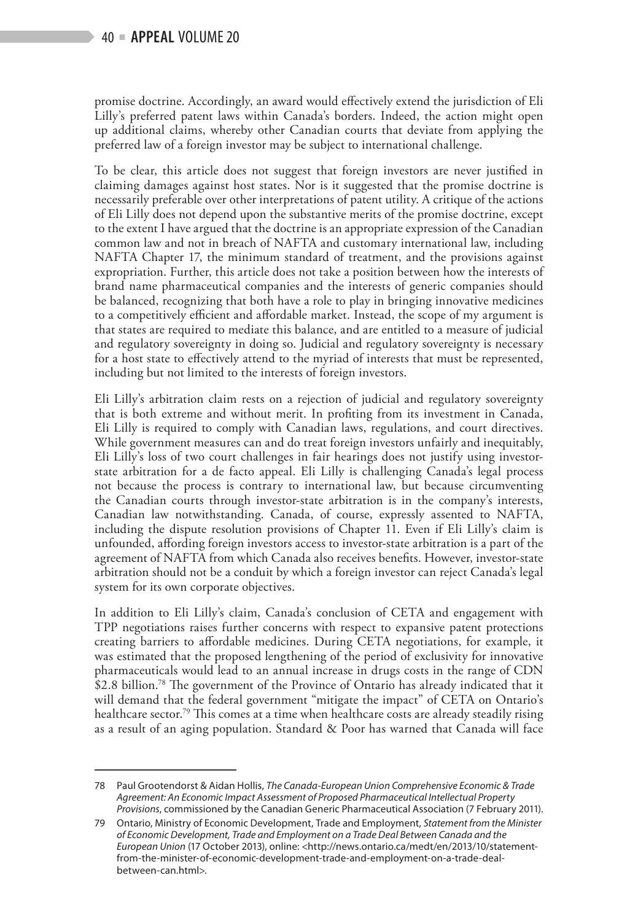promise doctrine. Accordingly, an award would effectively extend the jurisdiction of Eli Lilly's preferred patent laws within Canada's borders. Indeed, the action might open up additional claims, whereby other Canadian courts that deviate from applying the preferred law of a foreign investor may be subject to international challenge.

To be clear, this article does not suggest that foreign investors are never justified in claiming damages against host states. Nor is it suggested that the promise doctrine is necessarily preferable over other interpretations of patent utility. A critique of the actions of Eli Lilly does not depend upon the substantive merits of the promise doctrine, except to the extent I have argued that the doctrine is an appropriate expression of the Canadian common law and not in breach of NAFTA and customary international law, including NAFTA Chapter 17, the minimum standard of treatment, and the provisions against expropriation. Further, this article does not take a position between how the interests of brand name pharmaceutical companies and the interests of generic companies should be balanced, recognizing that both have a role to play in bringing innovative medicines to a competitively efficient and affordable market. Instead, the scope of my argument is that states are required to mediate this balance, and are entitled to a measure of judicial and regulatory sovereignty in doing so. Judicial and regulatory sovereignty is necessary for a host state to effectively attend to the myriad of interests that must be represented, including but not limited to the interests of foreign investors.

Eli Lilly's arbitration claim rests on a rejection of judicial and regulatory sovereignty that is both extreme and without merit. In profiting from its investment in Canada, Eli Lilly is required to comply with Canadian laws, regulations, and court directives. While government measures can and do treat foreign investors unfairly and inequitably, Eli Lilly's loss of two court challenges in fair hearings does not justify using investor-state arbitration for a de facto appeal. Eli Lilly is challenging Canada's legal process not because the process is contrary to international law, but because circumventing the Canadian courts through investor-state arbitration is in the company's interests, Canadian law notwithstanding. Canada, of course, expressly assented to NAFTA, including the dispute resolution provisions of Chapter 11. Even if Eli Lilly's claim is unfounded, affording foreign investors access to investor-state arbitration is a part of the agreement of NAFTA from which Canada also receives benefits. However, investor-state arbitration should not be a conduit by which a foreign investor can reject Canada's legal system for its own corporate objectives.

In addition to Eli Lilly's claim, Canada's conclusion of CETA and engagement with TPP negotiations raises further concerns with respect to expansive patent protections creating barriers to affordable medicines. During CETA negotiations, for example, it was estimated that the proposed lengthening of the period of exclusivity for innovative pharmaceuticals would lead to an annual increase in drugs costs in the range of CDN \$2.8 billion.[78] The government of the Province of Ontario has already indicated that it will demand that the federal government "mitigate the impact" of CETA on Ontario's healthcare sector.[79] This comes at a time when healthcare costs are already steadily rising as a result of an aging population. Standard & Poor has warned that Canada will face

---

78 Paul Grootendorst & Aidan Hollis, *The Canada-European Union Comprehensive Economic & Trade Agreement: An Economic Impact Assessment of Proposed Pharmaceutical Intellectual Property Provisions*, commissioned by the Canadian Generic Pharmaceutical Association (7 February 2011).

79 Ontario, Ministry of Economic Development, Trade and Employment, *Statement from the Minister of Economic Development, Trade and Employment on a Trade Deal Between Canada and the European Union* (17 October 2013), online: <http://news.ontario.ca/medt/en/2013/10/statement-from-the-minister-of-economic-development-trade-and-employment-on-a-trade-deal-between-can.html>.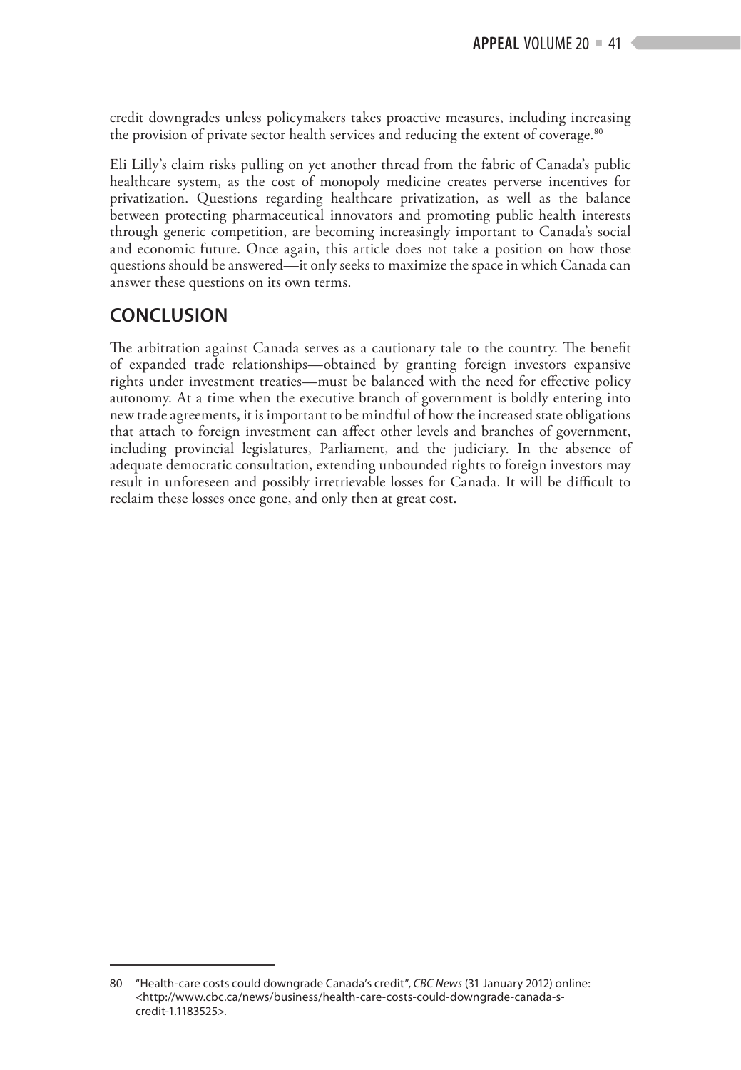credit downgrades unless policymakers takes proactive measures, including increasing the provision of private sector health services and reducing the extent of coverage.[80]

Eli Lilly's claim risks pulling on yet another thread from the fabric of Canada's public healthcare system, as the cost of monopoly medicine creates perverse incentives for privatization. Questions regarding healthcare privatization, as well as the balance between protecting pharmaceutical innovators and promoting public health interests through generic competition, are becoming increasingly important to Canada's social and economic future. Once again, this article does not take a position on how those questions should be answered—it only seeks to maximize the space in which Canada can answer these questions on its own terms.

## CONCLUSION

The arbitration against Canada serves as a cautionary tale to the country. The benefit of expanded trade relationships—obtained by granting foreign investors expansive rights under investment treaties—must be balanced with the need for effective policy autonomy. At a time when the executive branch of government is boldly entering into new trade agreements, it is important to be mindful of how the increased state obligations that attach to foreign investment can affect other levels and branches of government, including provincial legislatures, Parliament, and the judiciary. In the absence of adequate democratic consultation, extending unbounded rights to foreign investors may result in unforeseen and possibly irretrievable losses for Canada. It will be difficult to reclaim these losses once gone, and only then at great cost.

---

80 "Health-care costs could downgrade Canada's credit", *CBC News* (31 January 2012) online: <http://www.cbc.ca/news/business/health-care-costs-could-downgrade-canada-s-credit-1.1183525>.